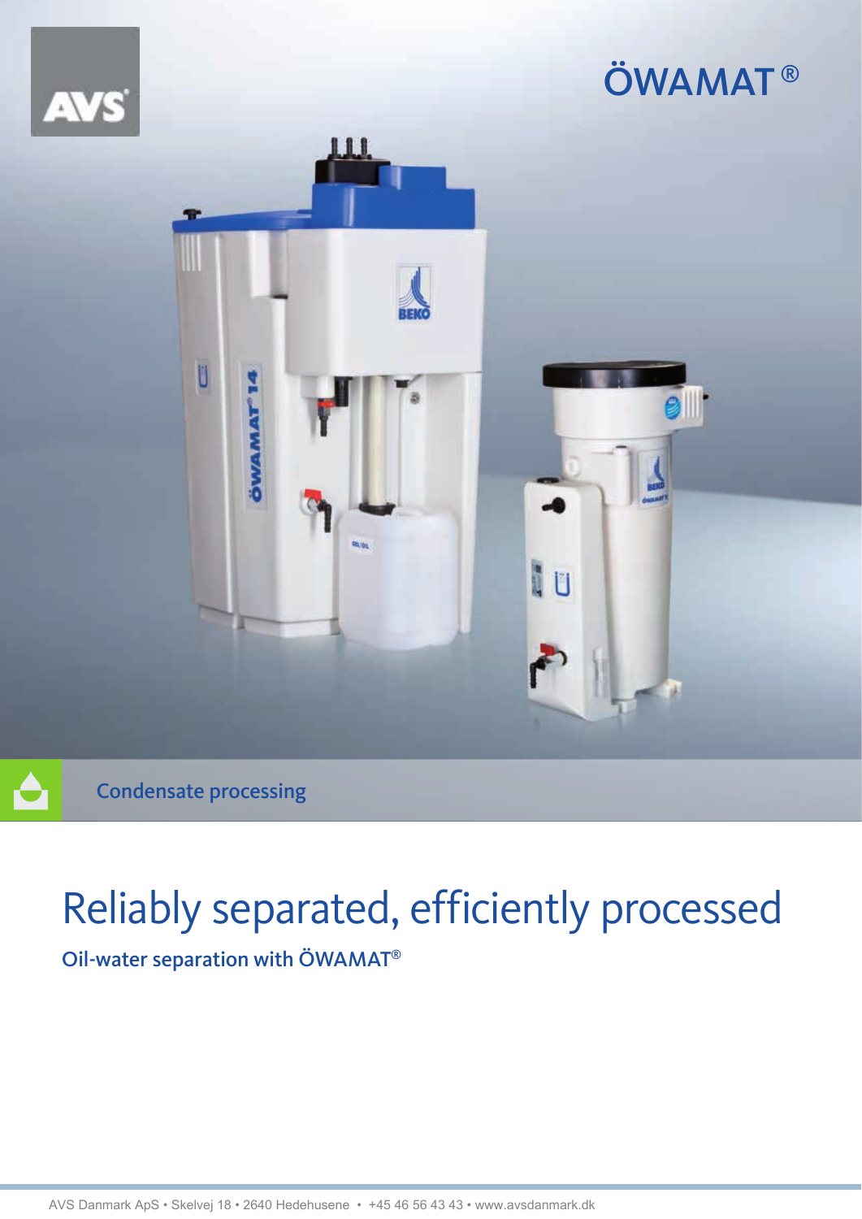AVS

# ÖWAMAT®

Condensate processing

# Reliably separated, efficiently processed

## Oil-water separation with ÖWAMAT®

AVS Danmark ApS • Skelvej 18 • 2640 Hedehusene • +45 46 56 43 43 • www.avsdanmark.dk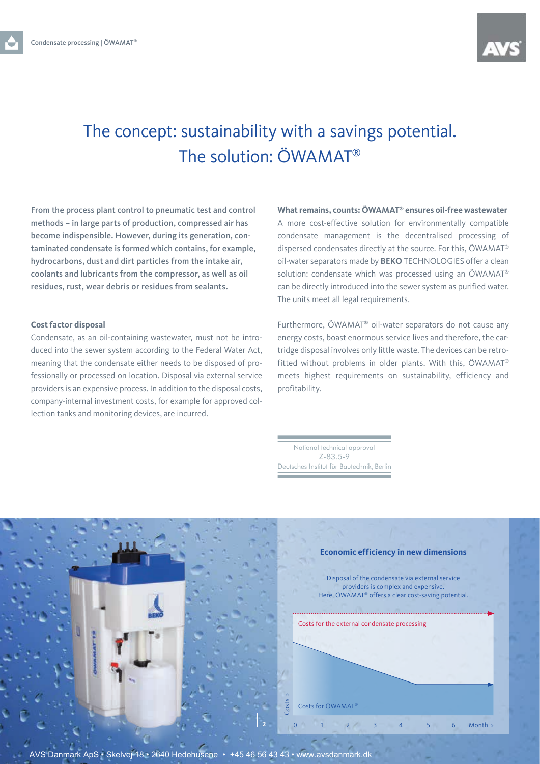# The concept: sustainability with a savings potential. The solution: ÖWAMAT®

**From the process plant control to pneumatic test and control methods – in large parts of production, compressed air has become indispensible. However, during its generation, contaminated condensate is formed which contains, for example, hydrocarbons, dust and dirt particles from the intake air, coolants and lubricants from the compressor, as well as oil residues, rust, wear debris or residues from sealants.**

**Cost factor disposal**

Condensate, as an oil-containing wastewater, must not be introduced into the sewer system according to the Federal Water Act, meaning that the condensate either needs to be disposed of professionally or processed on location. Disposal via external service providers is an expensive process. In addition to the disposal costs, company-internal investment costs, for example for approved collection tanks and monitoring devices, are incurred.

**What remains, counts: ÖWAMAT® ensures oil-free wastewater**

A more cost-effective solution for environmentally compatible condensate management is the decentralised processing of dispersed condensates directly at the source. For this, ÖWAMAT® oil-water separators made by **BEKO** TECHNOLOGIES offer a clean solution: condensate which was processed using an ÖWAMAT® can be directly introduced into the sewer system as purified water. The units meet all legal requirements.

Furthermore, ÖWAMAT® oil-water separators do not cause any energy costs, boast enormous service lives and therefore, the cartridge disposal involves only little waste. The devices can be retrofitted without problems in older plants. With this, ÖWAMAT® meets highest requirements on sustainability, efficiency and profitability.

National technical approval
Z-83.5-9
Deutsches Institut für Bautechnik, Berlin

**Economic efficiency in new dimensions**

Disposal of the condensate via external service providers is complex and expensive.
Here, ÖWAMAT® offers a clear cost-saving potential.

Costs for the external condensate processing

Costs for ÖWAMAT®

Costs ›

0 1 2 3 4 5 6 Month ›

AVS Danmark ApS • Skelvej 18 • 2640 Hedehusene • +45 46 56 43 43 • www.avsdanmark.dk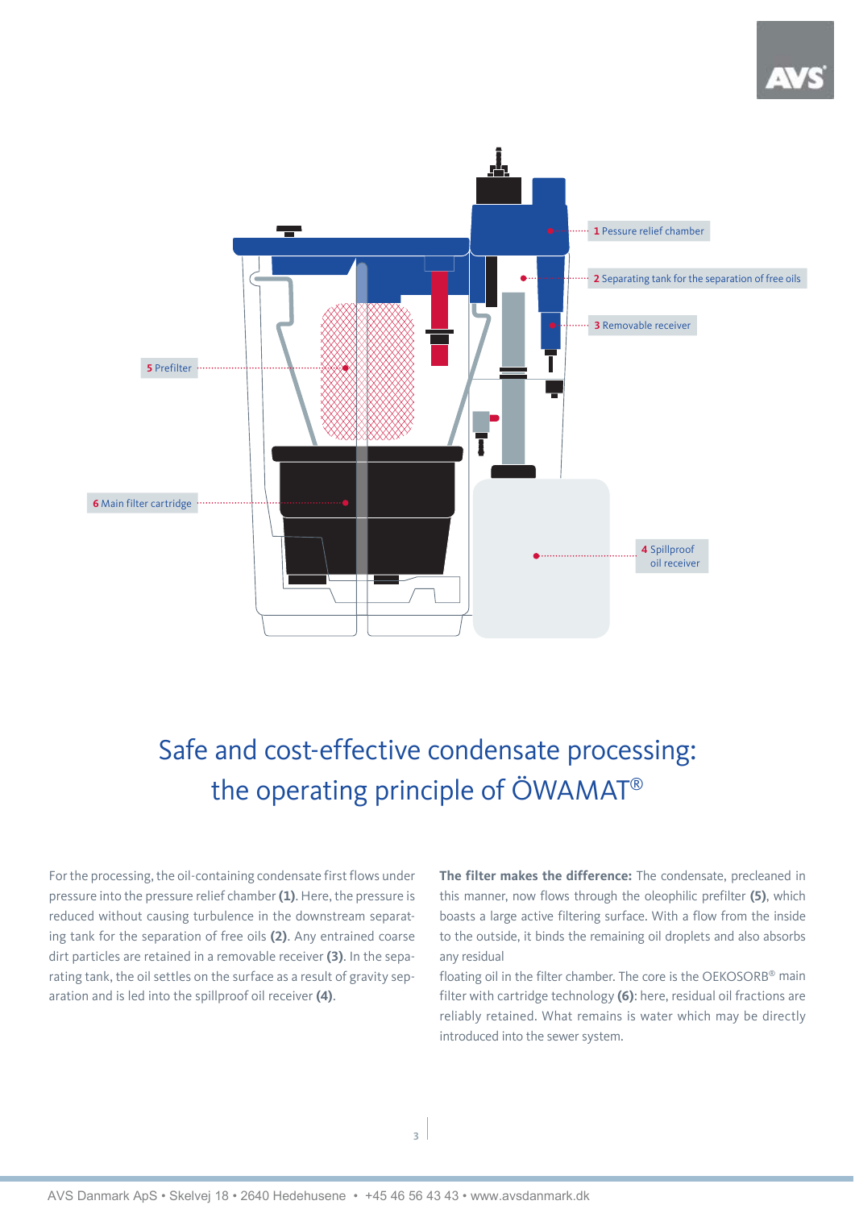1 Pressure relief chamber

2 Separating tank for the separation of free oils

3 Removable receiver

4 Spillproof oil receiver

5 Prefilter

6 Main filter cartridge

# Safe and cost-effective condensate processing: the operating principle of ÖWAMAT®

For the processing, the oil-containing condensate first flows under pressure into the pressure relief chamber **(1)**. Here, the pressure is reduced without causing turbulence in the downstream separating tank for the separation of free oils **(2)**. Any entrained coarse dirt particles are retained in a removable receiver **(3)**. In the separating tank, the oil settles on the surface as a result of gravity separation and is led into the spillproof oil receiver **(4)**.

**The filter makes the difference:** The condensate, precleaned in this manner, now flows through the oleophilic prefilter **(5)**, which boasts a large active filtering surface. With a flow from the inside to the outside, it binds the remaining oil droplets and also absorbs any residual floating oil in the filter chamber. The core is the OEKOSORB® main filter with cartridge technology **(6)**: here, residual oil fractions are reliably retained. What remains is water which may be directly introduced into the sewer system.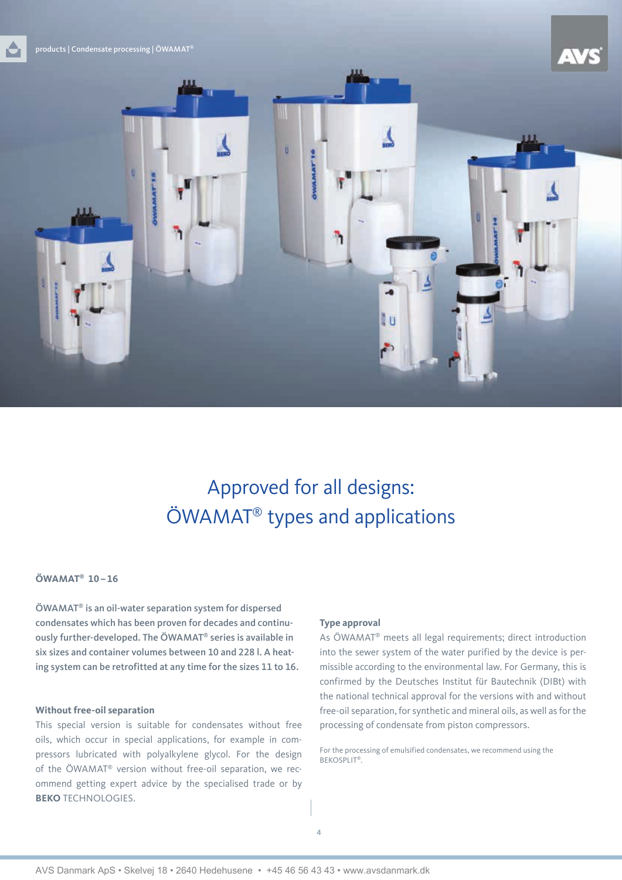# Approved for all designs: ÖWAMAT® types and applications

**ÖWAMAT® 10 – 16**

**ÖWAMAT® is an oil-water separation system for dispersed condensates which has been proven for decades and continuously further-developed. The ÖWAMAT® series is available in six sizes and container volumes between 10 and 228 l. A heating system can be retrofitted at any time for the sizes 11 to 16.**

### Without free-oil separation

This special version is suitable for condensates without free oils, which occur in special applications, for example in compressors lubricated with polyalkylene glycol. For the design of the ÖWAMAT® version without free-oil separation, we recommend getting expert advice by the specialised trade or by **BEKO** TECHNOLOGIES.

### Type approval

As ÖWAMAT® meets all legal requirements; direct introduction into the sewer system of the water purified by the device is permissible according to the environmental law. For Germany, this is confirmed by the Deutsches Institut für Bautechnik (DIBt) with the national technical approval for the versions with and without free-oil separation, for synthetic and mineral oils, as well as for the processing of condensate from piston compressors.

For the processing of emulsified condensates, we recommend using the BEKOSPLIT®.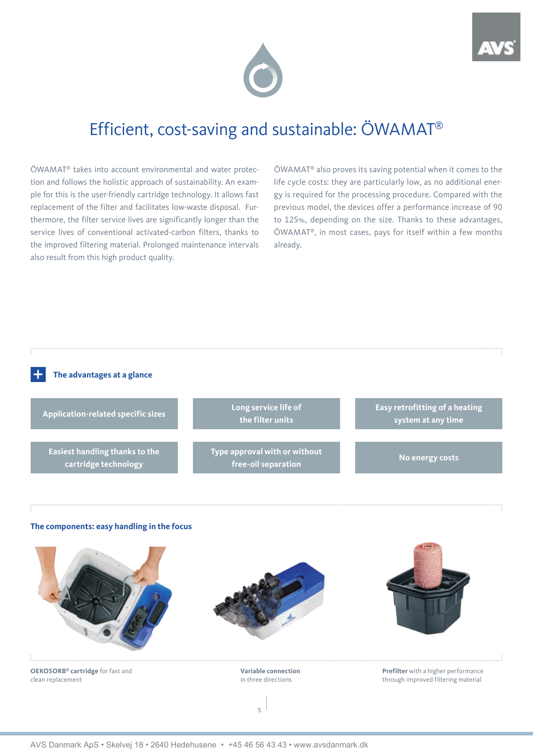# Efficient, cost-saving and sustainable: ÖWAMAT®

ÖWAMAT® takes into account environmental and water protection and follows the holistic approach of sustainability. An example for this is the user-friendly cartridge technology. It allows fast replacement of the filter and facilitates low-waste disposal. Furthermore, the filter service lives are significantly longer than the service lives of conventional activated-carbon filters, thanks to the improved filtering material. Prolonged maintenance intervals also result from this high product quality.

ÖWAMAT® also proves its saving potential when it comes to the life cycle costs: they are particularly low, as no additional energy is required for the processing procedure. Compared with the previous model, the devices offer a performance increase of 90 to 125%, depending on the size. Thanks to these advantages, ÖWAMAT®, in most cases, pays for itself within a few months already.

## The advantages at a glance

- Application-related specific sizes
- Long service life of the filter units
- Easy retrofitting of a heating system at any time
- Easiest handling thanks to the cartridge technology
- Type approval with or without free-oil separation
- No energy costs

## The components: easy handling in the focus

**OEKOSORB® cartridge** for fast and clean replacement

**Variable connection** in three directions

**Prefilter** with a higher performance through improved filtering material

AVS Danmark ApS • Skelvej 18 • 2640 Hedehusene • +45 46 56 43 43 • www.avsdanmark.dk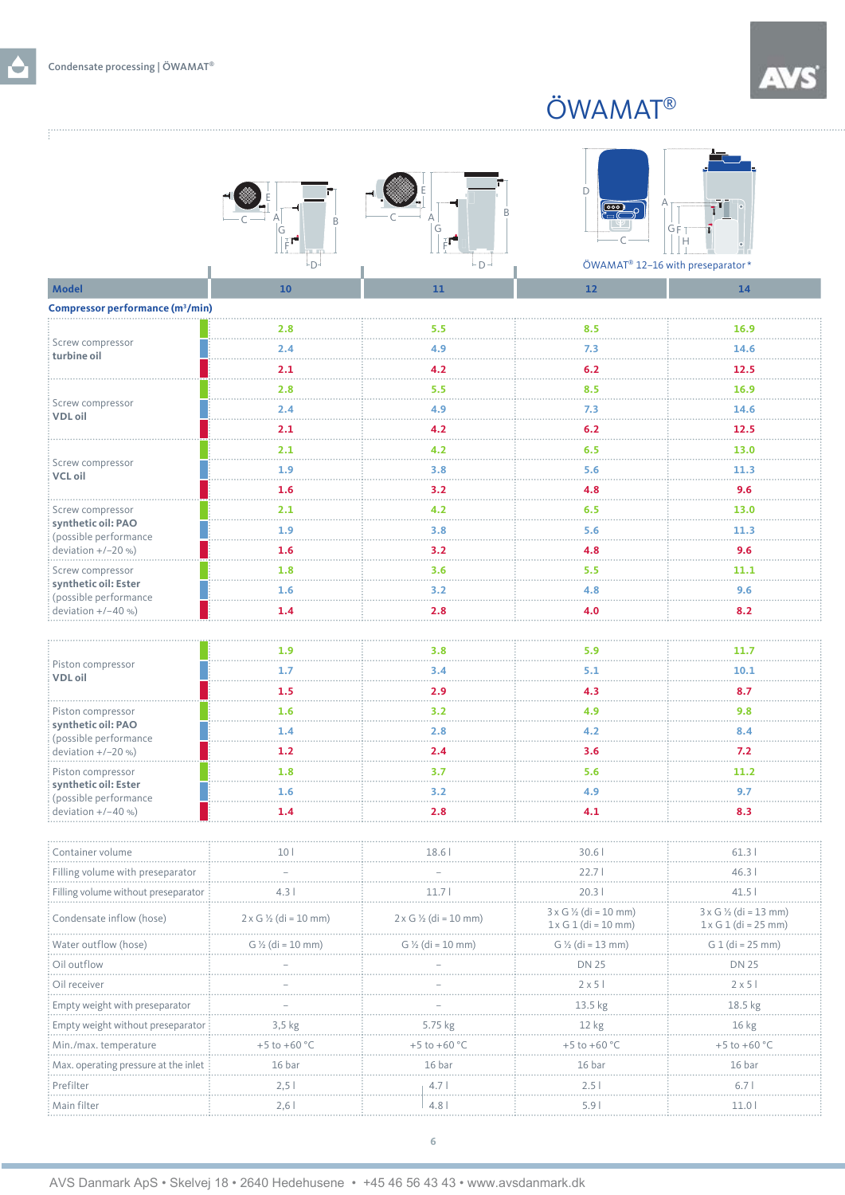# ÖWAMAT®

ÖWAMAT® 12–16 with preseparator*

| Model | 10 | 11 | 12 | 14 |
|---|---|---|---|---|
| **Compressor performance (m³/min)** | | | | |
| Screw compressor **turbine oil** | 2.8 | 5.5 | 8.5 | 16.9 |
| | 2.4 | 4.9 | 7.3 | 14.6 |
| | 2.1 | 4.2 | 6.2 | 12.5 |
| Screw compressor **VDL oil** | 2.8 | 5.5 | 8.5 | 16.9 |
| | 2.4 | 4.9 | 7.3 | 14.6 |
| | 2.1 | 4.2 | 6.2 | 12.5 |
| Screw compressor **VCL oil** | 2.1 | 4.2 | 6.5 | 13.0 |
| | 1.9 | 3.8 | 5.6 | 11.3 |
| | 1.6 | 3.2 | 4.8 | 9.6 |
| Screw compressor **synthetic oil: PAO** (possible performance deviation +/–20 %) | 2.1 | 4.2 | 6.5 | 13.0 |
| | 1.9 | 3.8 | 5.6 | 11.3 |
| | 1.6 | 3.2 | 4.8 | 9.6 |
| Screw compressor **synthetic oil: Ester** (possible performance deviation +/–40 %) | 1.8 | 3.6 | 5.5 | 11.1 |
| | 1.6 | 3.2 | 4.8 | 9.6 |
| | 1.4 | 2.8 | 4.0 | 8.2 |
| Piston compressor **VDL oil** | 1.9 | 3.8 | 5.9 | 11.7 |
| | 1.7 | 3.4 | 5.1 | 10.1 |
| | 1.5 | 2.9 | 4.3 | 8.7 |
| Piston compressor **synthetic oil: PAO** (possible performance deviation +/–20 %) | 1.6 | 3.2 | 4.9 | 9.8 |
| | 1.4 | 2.8 | 4.2 | 8.4 |
| | 1.2 | 2.4 | 3.6 | 7.2 |
| Piston compressor **synthetic oil: Ester** (possible performance deviation +/–40 %) | 1.8 | 3.7 | 5.6 | 11.2 |
| | 1.6 | 3.2 | 4.9 | 9.7 |
| | 1.4 | 2.8 | 4.1 | 8.3 |

| | 10 | 11 | 12 | 14 |
|---|---|---|---|---|
| Container volume | 10 l | 18.6 l | 30.6 l | 61.3 l |
| Filling volume with preseparator | – | – | 22.7 l | 46.3 l |
| Filling volume without preseparator | 4.3 l | 11.7 l | 20.3 l | 41.5 l |
| Condensate inflow (hose) | 2 x G ½ (di = 10 mm) | 2 x G ½ (di = 10 mm) | 3 x G ½ (di = 10 mm) 1 x G 1 (di = 10 mm) | 3 x G ½ (di = 13 mm) 1 x G 1 (di = 25 mm) |
| Water outflow (hose) | G ½ (di = 10 mm) | G ½ (di = 10 mm) | G ½ (di = 13 mm) | G 1 (di = 25 mm) |
| Oil outflow | – | – | DN 25 | DN 25 |
| Oil receiver | – | – | 2 x 5 l | 2 x 5 l |
| Empty weight with preseparator | – | – | 13.5 kg | 18.5 kg |
| Empty weight without preseparator | 3,5 kg | 5.75 kg | 12 kg | 16 kg |
| Min./max. temperature | +5 to +60 °C | +5 to +60 °C | +5 to +60 °C | +5 to +60 °C |
| Max. operating pressure at the inlet | 16 bar | 16 bar | 16 bar | 16 bar |
| Prefilter | 2,5 l | 4.7 l | 2.5 l | 6.7 l |
| Main filter | 2,6 l | 4.8 l | 5.9 l | 11.0 l |

AVS Danmark ApS • Skelvej 18 • 2640 Hedehusene • +45 46 56 43 43 • www.avsdanmark.dk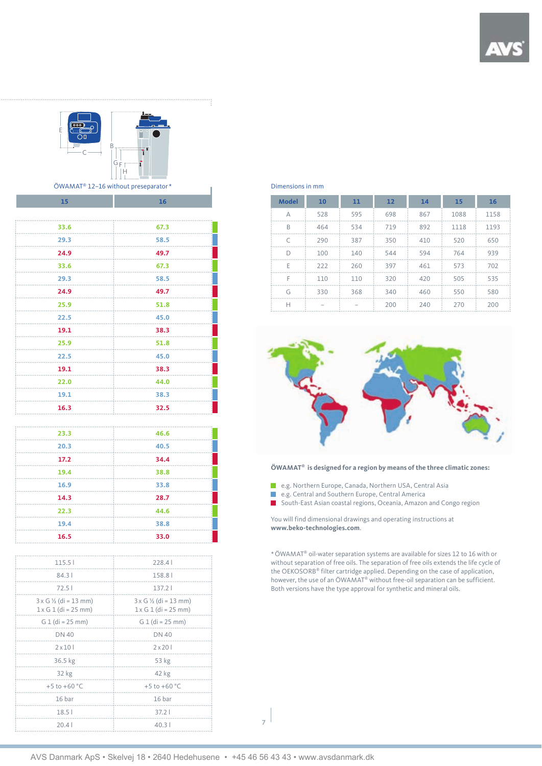ÖWAMAT® 12–16 without preseparator *

| 15 | 16 |
|---|---|
| 33.6 | 67.3 |
| 29.3 | 58.5 |
| 24.9 | 49.7 |
| 33.6 | 67.3 |
| 29.3 | 58.5 |
| 24.9 | 49.7 |
| 25.9 | 51.8 |
| 22.5 | 45.0 |
| 19.1 | 38.3 |
| 25.9 | 51.8 |
| 22.5 | 45.0 |
| 19.1 | 38.3 |
| 22.0 | 44.0 |
| 19.1 | 38.3 |
| 16.3 | 32.5 |

| 15 | 16 |
|---|---|
| 23.3 | 46.6 |
| 20.3 | 40.5 |
| 17.2 | 34.4 |
| 19.4 | 38.8 |
| 16.9 | 33.8 |
| 14.3 | 28.7 |
| 22.3 | 44.6 |
| 19.4 | 38.8 |
| 16.5 | 33.0 |

| 15 | 16 |
|---|---|
| 115.5 l | 228.4 l |
| 84.3 l | 158.8 l |
| 72.5 l | 137.2 l |
| 3 x G ½ (di = 13 mm) 1 x G 1 (di = 25 mm) | 3 x G ½ (di = 13 mm) 1 x G 1 (di = 25 mm) |
| G 1 (di = 25 mm) | G 1 (di = 25 mm) |
| DN 40 | DN 40 |
| 2 x 10 l | 2 x 20 l |
| 36.5 kg | 53 kg |
| 32 kg | 42 kg |
| +5 to +60 °C | +5 to +60 °C |
| 16 bar | 16 bar |
| 18.5 l | 37.2 l |
| 20.4 l | 40.3 l |

Dimensions in mm

| Model | 10 | 11 | 12 | 14 | 15 | 16 |
|---|---|---|---|---|---|---|
| A | 528 | 595 | 698 | 867 | 1088 | 1158 |
| B | 464 | 534 | 719 | 892 | 1118 | 1193 |
| C | 290 | 387 | 350 | 410 | 520 | 650 |
| D | 100 | 140 | 544 | 594 | 764 | 939 |
| E | 222 | 260 | 397 | 461 | 573 | 702 |
| F | 110 | 110 | 320 | 420 | 505 | 535 |
| G | 330 | 368 | 340 | 460 | 550 | 580 |
| H | – | – | 200 | 240 | 270 | 200 |

**ÖWAMAT® is designed for a region by means of the three climatic zones:**

- e.g. Northern Europe, Canada, Northern USA, Central Asia
- e.g. Central and Southern Europe, Central America
- South-East Asian coastal regions, Oceania, Amazon and Congo region

You will find dimensional drawings and operating instructions at **www.beko-technologies.com**.

* ÖWAMAT® oil-water separation systems are available for sizes 12 to 16 with or without separation of free oils. The separation of free oils extends the life cycle of the OEKOSORB® filter cartridge applied. Depending on the case of application, however, the use of an ÖWAMAT® without free-oil separation can be sufficient. Both versions have the type approval for synthetic and mineral oils.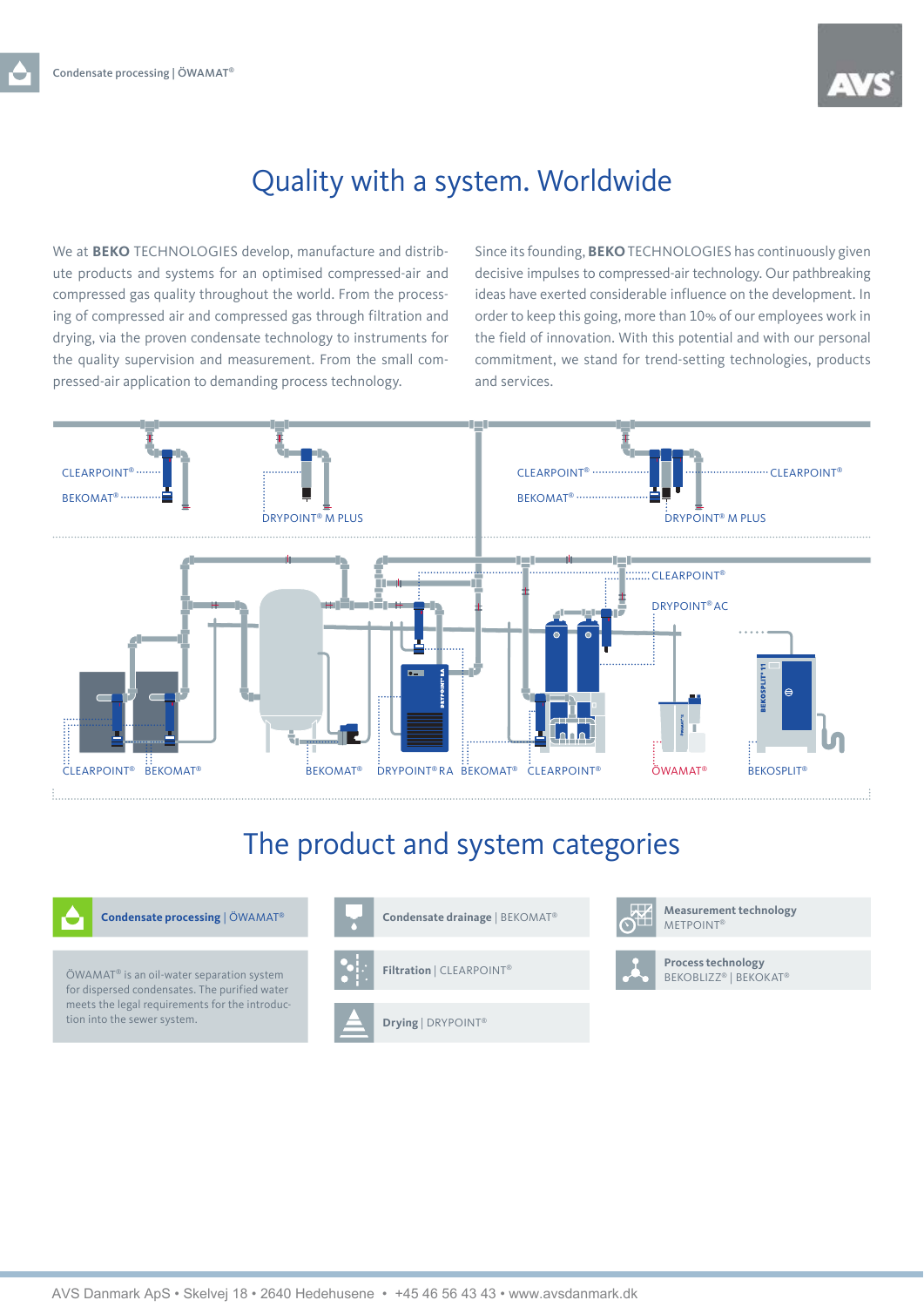# Quality with a system. Worldwide

We at **BEKO** TECHNOLOGIES develop, manufacture and distribute products and systems for an optimised compressed-air and compressed gas quality throughout the world. From the processing of compressed air and compressed gas through filtration and drying, via the proven condensate technology to instruments for the quality supervision and measurement. From the small compressed-air application to demanding process technology.

Since its founding, **BEKO** TECHNOLOGIES has continuously given decisive impulses to compressed-air technology. Our pathbreaking ideas have exerted considerable influence on the development. In order to keep this going, more than 10% of our employees work in the field of innovation. With this potential and with our personal commitment, we stand for trend-setting technologies, products and services.

CLEARPOINT®
BEKOMAT®
DRYPOINT® M PLUS
CLEARPOINT®
BEKOMAT®
CLEARPOINT®
DRYPOINT® M PLUS
CLEARPOINT®
DRYPOINT® AC
CLEARPOINT®
BEKOMAT®
BEKOMAT®
DRYPOINT® RA
BEKOMAT®
CLEARPOINT®
ÖWAMAT®
BEKOSPLIT®

# The product and system categories

**Condensate processing** | ÖWAMAT®

ÖWAMAT® is an oil-water separation system for dispersed condensates. The purified water meets the legal requirements for the introduction into the sewer system.

**Condensate drainage** | BEKOMAT®

**Filtration** | CLEARPOINT®

**Drying** | DRYPOINT®

**Measurement technology**
METPOINT®

**Process technology**
BEKOBLIZZ® | BEKOKAT®

AVS Danmark ApS • Skelvej 18 • 2640 Hedehusene • +45 46 56 43 43 • www.avsdanmark.dk